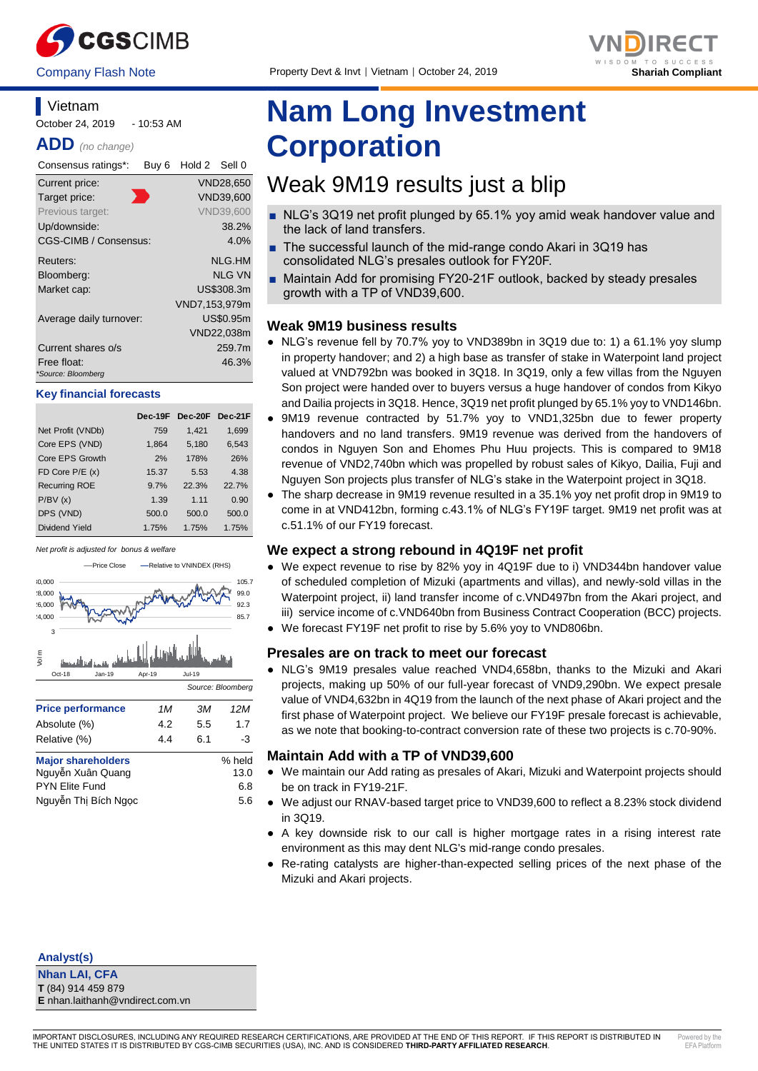CGS CIMB | VNDIRECT

Company Flash Note | Property Devt & Invt | Vietnam | October 24, 2019

Shariah Compliant

# Nam Long Investment Corporation

## Weak 9M19 results just a blip

- NLG's 3Q19 net profit plunged by 65.1% yoy amid weak handover value and the lack of land transfers.
- The successful launch of the mid-range condo Akari in 3Q19 has consolidated NLG's presales outlook for FY20F.
- Maintain Add for promising FY20-21F outlook, backed by steady presales growth with a TP of VND39,600.

### Weak 9M19 business results

- NLG's revenue fell by 70.7% yoy to VND389bn in 3Q19 due to: 1) a 61.1% yoy slump in property handover; and 2) a high base as transfer of stake in Waterpoint land project valued at VND792bn was booked in 3Q18. In 3Q19, only a few villas from the Nguyen Son project were handed over to buyers versus a huge handover of condos from Kikyo and Dailia projects in 3Q18. Hence, 3Q19 net profit plunged by 65.1% yoy to VND146bn.
- 9M19 revenue contracted by 51.7% yoy to VND1,325bn due to fewer property handovers and no land transfers. 9M19 revenue was derived from the handovers of condos in Nguyen Son and Ehomes Phu Huu projects. This is compared to 9M18 revenue of VND2,740bn which was propelled by robust sales of Kikyo, Dailia, Fuji and Nguyen Son projects plus transfer of NLG's stake in the Waterpoint project in 3Q18.
- The sharp decrease in 9M19 revenue resulted in a 35.1% yoy net profit drop in 9M19 to come in at VND412bn, forming c.43.1% of NLG's FY19F target. 9M19 net profit was at c.51.1% of our FY19 forecast.

### We expect a strong rebound in 4Q19F net profit

- We expect revenue to rise by 82% yoy in 4Q19F due to i) VND344bn handover value of scheduled completion of Mizuki (apartments and villas), and newly-sold villas in the Waterpoint project, ii) land transfer income of c.VND497bn from the Akari project, and iii) service income of c.VND640bn from Business Contract Cooperation (BCC) projects.
- We forecast FY19F net profit to rise by 5.6% yoy to VND806bn.

### Presales are on track to meet our forecast

- NLG's 9M19 presales value reached VND4,658bn, thanks to the Mizuki and Akari projects, making up 50% of our full-year forecast of VND9,290bn. We expect presale value of VND4,632bn in 4Q19 from the launch of the next phase of Akari project and the first phase of Waterpoint project. We believe our FY19F presale forecast is achievable, as we note that booking-to-contract conversion rate of these two projects is c.70-90%.

### Maintain Add with a TP of VND39,600

- We maintain our Add rating as presales of Akari, Mizuki and Waterpoint projects should be on track in FY19-21F.
- We adjust our RNAV-based target price to VND39,600 to reflect a 8.23% stock dividend in 3Q19.
- A key downside risk to our call is higher mortgage rates in a rising interest rate environment as this may dent NLG's mid-range condo presales.
- Re-rating catalysts are higher-than-expected selling prices of the next phase of the Mizuki and Akari projects.

---

**Vietnam**

October 24, 2019 - 10:53 AM

**ADD** *(no change)*

| Consensus ratings*: | Buy 6 | Hold 2 | Sell 0 |
|---|---|---|---|

| | |
|---|---|
| Current price: | VND28,650 |
| Target price: | VND39,600 |
| Previous target: | VND39,600 |
| Up/downside: | 38.2% |
| CGS-CIMB / Consensus: | 4.0% |
| Reuters: | NLG.HM |
| Bloomberg: | NLG VN |
| Market cap: | US$308.3m |
| | VND7,153,979m |
| Average daily turnover: | US$0.95m |
| | VND22,038m |
| Current shares o/s | 259.7m |
| Free float: | 46.3% |

*Source: Bloomberg*

**Key financial forecasts**

| | Dec-19F | Dec-20F | Dec-21F |
|---|---|---|---|
| Net Profit (VNDb) | 759 | 1,421 | 1,699 |
| Core EPS (VND) | 1,864 | 5,180 | 6,543 |
| Core EPS Growth | 2% | 178% | 26% |
| FD Core P/E (x) | 15.37 | 5.53 | 4.38 |
| Recurring ROE | 9.7% | 22.3% | 22.7% |
| P/BV (x) | 1.39 | 1.11 | 0.90 |
| DPS (VND) | 500.0 | 500.0 | 500.0 |
| Dividend Yield | 1.75% | 1.75% | 1.75% |

*Net profit is adjusted for bonus & welfare*

Source: Bloomberg

| Price performance | 1M | 3M | 12M |
|---|---|---|---|
| Absolute (%) | 4.2 | 5.5 | 1.7 |
| Relative (%) | 4.4 | 6.1 | -3 |

| Major shareholders | % held |
|---|---|
| Nguyễn Xuân Quang | 13.0 |
| PYN Elite Fund | 6.8 |
| Nguyễn Thị Bích Ngọc | 5.6 |

**Analyst(s)**

**Nhan LAI, CFA**
**T** (84) 914 459 879
**E** nhan.laithanh@vndirect.com.vn

IMPORTANT DISCLOSURES, INCLUDING ANY REQUIRED RESEARCH CERTIFICATIONS, ARE PROVIDED AT THE END OF THIS REPORT. IF THIS REPORT IS DISTRIBUTED IN THE UNITED STATES IT IS DISTRIBUTED BY CGS-CIMB SECURITIES (USA), INC. AND IS CONSIDERED **THIRD-PARTY AFFILIATED RESEARCH**.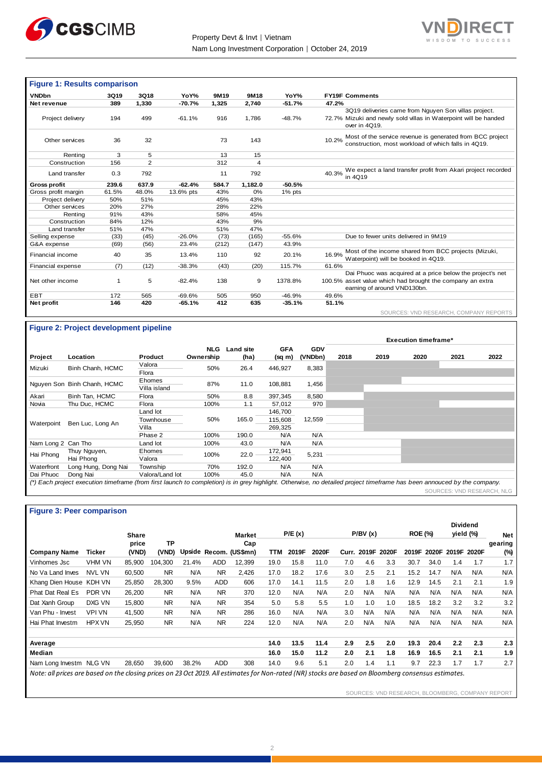## Figure 1: Results comparison

| VNDbn | 3Q19 | 3Q18 | YoY% | 9M19 | 9M18 | YoY% | FY19F | Comments |
|---|---|---|---|---|---|---|---|---|
| **Net revenue** | **389** | **1,330** | **-70.7%** | **1,325** | **2,740** | **-51.7%** | **47.2%** | |
| Project delivery | 194 | 499 | -61.1% | 916 | 1,786 | -48.7% | 72.7% | 3Q19 deliveries came from Nguyen Son villas project. Mizuki and newly sold villas in Waterpoint will be handed over in 4Q19. |
| Other services | 36 | 32 | | 73 | 143 | | 10.2% | Most of the service revenue is generated from BCC project construction, most workload of which falls in 4Q19. |
| Renting | 3 | 5 | | 13 | 15 | | | |
| Construction | 156 | 2 | | 312 | 4 | | | |
| Land transfer | 0.3 | 792 | | 11 | 792 | | 40.3% | We expect a land transfer profit from Akari project recorded in 4Q19 |
| **Gross profit** | **239.6** | **637.9** | **-62.4%** | **584.7** | **1,182.0** | **-50.5%** | | |
| Gross profit margin | 61.5% | 48.0% | 13.6% pts | 43% | 0% | 1% pts | | |
| Project delivery | 50% | 51% | | 45% | 43% | | | |
| Other services | 20% | 27% | | 28% | 22% | | | |
| Renting | 91% | 43% | | 58% | 45% | | | |
| Construction | 84% | 12% | | 43% | 9% | | | |
| Land transfer | 51% | 47% | | 51% | 47% | | | |
| Selling expense | (33) | (45) | -26.0% | (73) | (165) | -55.6% | | Due to fewer units delivered in 9M19 |
| G&A expense | (69) | (56) | 23.4% | (212) | (147) | 43.9% | | |
| Financial income | 40 | 35 | 13.4% | 110 | 92 | 20.1% | 16.9% | Most of the income shared from BCC projects (Mizuki, Waterpoint) will be booked in 4Q19. |
| Financial expense | (7) | (12) | -38.3% | (43) | (20) | 115.7% | 61.6% | |
| Net other income | 1 | 5 | -82.4% | 138 | 9 | 1378.8% | 100.5% | Dai Phuoc was acquired at a price below the project's net asset value which had brought the company an extra earning of around VND130bn. |
| EBT | 172 | 565 | -69.6% | 505 | 950 | -46.9% | 49.6% | |
| **Net profit** | **146** | **420** | **-65.1%** | **412** | **635** | **-35.1%** | **51.1%** | |

SOURCES: VND RESEARCH, COMPANY REPORTS

## Figure 2: Project development pipeline

| Project | Location | Product | NLG Ownership | Land site (ha) | GFA (sq m) | GDV (VNDbn) | Execution timeframe* 2018 | 2019 | 2020 | 2021 | 2022 |
|---|---|---|---|---|---|---|---|---|---|---|---|
| Mizuki | Binh Chanh, HCMC | Valora | 50% | 26.4 | 446,927 | 8,383 | | | | | |
| | | Flora | | | | | | | | | |
| Nguyen Son | Binh Chanh, HCMC | Ehomes | 87% | 11.0 | 108,881 | 1,456 | | | | | |
| | | Villa island | | | | | | | | | |
| Akari | Binh Tan, HCMC | Flora | 50% | 8.8 | 397,345 | 8,580 | | | | | |
| Novia | Thu Duc, HCMC | Flora | 100% | 1.1 | 57,012 | 970 | | | | | |
| Waterpoint | Ben Luc, Long An | Land lot | 50% | 165.0 | 146,700 | 12,559 | | | | | |
| | | Townhouse | | | 115,608 | | | | | | |
| | | Villa | | | 269,325 | | | | | | |
| | | Phase 2 | 100% | 190.0 | N/A | N/A | | | | | |
| Nam Long 2 | Can Tho | Land lot | 100% | 43.0 | N/A | N/A | | | | | |
| Hai Phong | Thuy Nguyen, Hai Phong | Ehomes | 100% | 22.0 | 172,941 | 5,231 | | | | | |
| | | Valora | | | 122,400 | | | | | | |
| Waterfront | Long Hung, Dong Nai | Township | 70% | 192.0 | N/A | N/A | | | | | |
| Dai Phuoc | Dong Nai | Valora/Land lot | 100% | 45.0 | N/A | N/A | | | | | |

*(\*) Each project execution timeframe (from first launch to completion) is in grey highlight. Otherwise, no detailed project timeframe has been annouced by the company.*

SOURCES: VND RESEARCH, NLG

## Figure 3: Peer comparison

| Company Name | Ticker | Share price (VND) | TP (VND) | Upside | Recom. | Market Cap (US$mn) | P/E (x) TTM | P/E (x) 2019F | P/E (x) 2020F | P/BV (x) Curr. | P/BV (x) 2019F | P/BV (x) 2020F | ROE (%) 2019F | ROE (%) 2020F | Dividend yield (%) 2019F | Dividend yield (%) 2020F | Net gearing (%) |
|---|---|---|---|---|---|---|---|---|---|---|---|---|---|---|---|---|---|
| Vinhomes Jsc | VHM VN | 85,900 | 104,300 | 21.4% | ADD | 12,399 | 19.0 | 15.8 | 11.0 | 7.0 | 4.6 | 3.3 | 30.7 | 34.0 | 1.4 | 1.7 | 1.7 |
| No Va Land Inves | NVL VN | 60,500 | NR | N/A | NR | 2,426 | 17.0 | 18.2 | 17.6 | 3.0 | 2.5 | 2.1 | 15.2 | 14.7 | N/A | N/A | N/A |
| Khang Dien House | KDH VN | 25,850 | 28,300 | 9.5% | ADD | 606 | 17.0 | 14.1 | 11.5 | 2.0 | 1.8 | 1.6 | 12.9 | 14.5 | 2.1 | 2.1 | 1.9 |
| Phat Dat Real Es | PDR VN | 26,200 | NR | N/A | NR | 370 | 12.0 | N/A | N/A | 2.0 | N/A | N/A | N/A | N/A | N/A | N/A | N/A |
| Dat Xanh Group | DXG VN | 15,800 | NR | N/A | NR | 354 | 5.0 | 5.8 | 5.5 | 1.0 | 1.0 | 1.0 | 18.5 | 18.2 | 3.2 | 3.2 | 3.2 |
| Van Phu - Invest | VPI VN | 41,500 | NR | N/A | NR | 286 | 16.0 | N/A | N/A | 3.0 | N/A | N/A | N/A | N/A | N/A | N/A | N/A |
| Hai Phat Investm | HPX VN | 25,950 | NR | N/A | NR | 224 | 12.0 | N/A | N/A | 2.0 | N/A | N/A | N/A | N/A | N/A | N/A | N/A |
| **Average** | | | | | | | **14.0** | **13.5** | **11.4** | **2.9** | **2.5** | **2.0** | **19.3** | **20.4** | **2.2** | **2.3** | **2.3** |
| **Median** | | | | | | | **16.0** | **15.0** | **11.2** | **2.0** | **2.1** | **1.8** | **16.9** | **16.5** | **2.1** | **2.1** | **1.9** |
| Nam Long Investm | NLG VN | 28,650 | 39,600 | 38.2% | ADD | 308 | 14.0 | 9.6 | 5.1 | 2.0 | 1.4 | 1.1 | 9.7 | 22.3 | 1.7 | 1.7 | 2.7 |

*Note: all prices are based on the closing prices on 23 Oct 2019. All estimates for Non-rated (NR) stocks are based on Bloomberg consensus estimates.*

SOURCES: VND RESEARCH, BLOOMBERG, COMPANY REPORT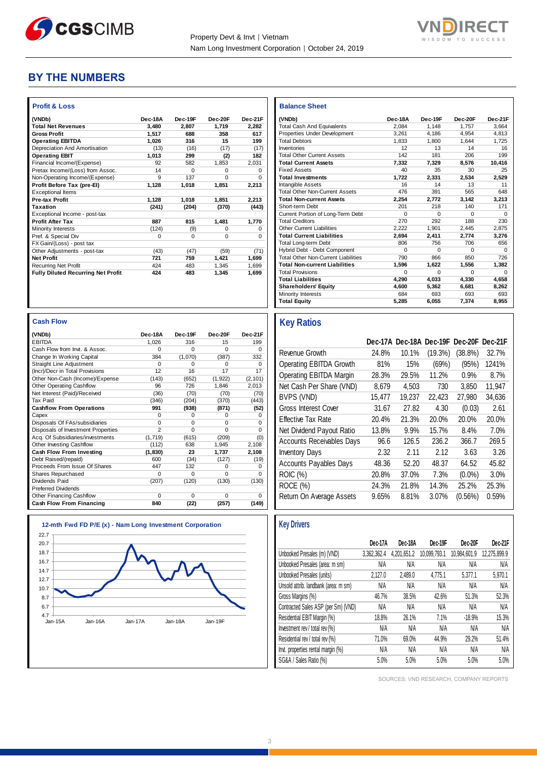# BY THE NUMBERS

### Profit & Loss

| (VNDb) | Dec-18A | Dec-19F | Dec-20F | Dec-21F |
|---|---|---|---|---|
| **Total Net Revenues** | **3,480** | **2,807** | **1,719** | **2,282** |
| **Gross Profit** | **1,517** | **688** | **358** | **617** |
| **Operating EBITDA** | **1,026** | **316** | **15** | **199** |
| Depreciation And Amortisation | (13) | (16) | (17) | (17) |
| **Operating EBIT** | **1,013** | **299** | **(2)** | **182** |
| Financial Income/(Expense) | 92 | 582 | 1,853 | 2,031 |
| Pretax Income/(Loss) from Assoc. | 14 | 0 | 0 | 0 |
| Non-Operating Income/(Expense) | 9 | 137 | 0 | 0 |
| **Profit Before Tax (pre-EI)** | **1,128** | **1,018** | **1,851** | **2,213** |
| Exceptional Items | | | | |
| **Pre-tax Profit** | **1,128** | **1,018** | **1,851** | **2,213** |
| **Taxation** | **(241)** | **(204)** | **(370)** | **(443)** |
| Exceptional Income - post-tax | | | | |
| **Profit After Tax** | **887** | **815** | **1,481** | **1,770** |
| Minority Interests | (124) | (9) | 0 | 0 |
| Pref. & Special Div | 0 | 0 | 0 | 0 |
| FX Gain/(Loss) - post tax | | | | |
| Other Adjustments - post-tax | (43) | (47) | (59) | (71) |
| **Net Profit** | **721** | **759** | **1,421** | **1,699** |
| Recurring Net Profit | 424 | 483 | 1,345 | 1,699 |
| **Fully Diluted Recurring Net Profit** | **424** | **483** | **1,345** | **1,699** |

### Balance Sheet

| (VNDb) | Dec-18A | Dec-19F | Dec-20F | Dec-21F |
|---|---|---|---|---|
| Total Cash And Equivalents | 2,084 | 1,148 | 1,757 | 3,664 |
| Properties Under Development | 3,261 | 4,186 | 4,954 | 4,813 |
| Total Debtors | 1,833 | 1,800 | 1,644 | 1,725 |
| Inventories | 12 | 13 | 14 | 16 |
| Total Other Current Assets | 142 | 181 | 206 | 199 |
| **Total Current Assets** | **7,332** | **7,329** | **8,576** | **10,416** |
| Fixed Assets | 40 | 35 | 30 | 25 |
| **Total Investments** | **1,722** | **2,331** | **2,534** | **2,529** |
| Intangible Assets | 16 | 14 | 13 | 11 |
| Total Other Non-Current Assets | 476 | 391 | 565 | 648 |
| **Total Non-current Assets** | **2,254** | **2,772** | **3,142** | **3,213** |
| Short-term Debt | 201 | 218 | 140 | 171 |
| Current Portion of Long-Term Debt | 0 | 0 | 0 | 0 |
| Total Creditors | 270 | 292 | 188 | 230 |
| Other Current Liabilities | 2,222 | 1,901 | 2,445 | 2,875 |
| **Total Current Liabilities** | **2,694** | **2,411** | **2,774** | **3,276** |
| Total Long-term Debt | 806 | 756 | 706 | 656 |
| Hybrid Debt - Debt Component | 0 | 0 | 0 | 0 |
| Total Other Non-Current Liabilities | 790 | 866 | 850 | 726 |
| **Total Non-current Liabilities** | **1,596** | **1,622** | **1,556** | **1,382** |
| Total Provisions | 0 | 0 | 0 | 0 |
| **Total Liabilities** | **4,290** | **4,033** | **4,330** | **4,658** |
| **Shareholders' Equity** | **4,600** | **5,362** | **6,681** | **8,262** |
| Minority Interests | 684 | 693 | 693 | 693 |
| **Total Equity** | **5,285** | **6,055** | **7,374** | **8,955** |

### Cash Flow

| (VNDb) | Dec-18A | Dec-19F | Dec-20F | Dec-21F |
|---|---|---|---|---|
| EBITDA | 1,026 | 316 | 15 | 199 |
| Cash Flow from Invt. & Assoc. | 0 | 0 | 0 | 0 |
| Change In Working Capital | 384 | (1,070) | (387) | 332 |
| Straight Line Adjustment | 0 | 0 | 0 | 0 |
| (Incr)/Decr in Total Provisions | 12 | 16 | 17 | 17 |
| Other Non-Cash (Income)/Expense | (143) | (652) | (1,922) | (2,101) |
| Other Operating Cashflow | 96 | 726 | 1,846 | 2,013 |
| Net Interest (Paid)/Received | (36) | (70) | (70) | (70) |
| Tax Paid | (346) | (204) | (370) | (443) |
| **Cashflow From Operations** | **991** | **(938)** | **(871)** | **(52)** |
| Capex | 0 | 0 | 0 | 0 |
| Disposals Of FAs/subsidiaries | 0 | 0 | 0 | 0 |
| Disposals of Investment Properties | 2 | 0 | 0 | 0 |
| Acq. Of Subsidiaries/investments | (1,719) | (615) | (209) | (0) |
| Other Investing Cashflow | (112) | 638 | 1,945 | 2,108 |
| **Cash Flow From Investing** | **(1,830)** | **23** | **1,737** | **2,108** |
| Debt Raised/(repaid) | 600 | (34) | (127) | (19) |
| Proceeds From Issue Of Shares | 447 | 132 | 0 | 0 |
| Shares Repurchased | 0 | 0 | 0 | 0 |
| Dividends Paid | (207) | (120) | (130) | (130) |
| Preferred Dividends | | | | |
| Other Financing Cashflow | 0 | 0 | 0 | 0 |
| **Cash Flow From Financing** | **840** | **(22)** | **(257)** | **(149)** |

### Key Ratios

| | Dec-17A | Dec-18A | Dec-19F | Dec-20F | Dec-21F |
|---|---|---|---|---|---|
| Revenue Growth | 24.8% | 10.1% | (19.3%) | (38.8%) | 32.7% |
| Operating EBITDA Growth | 81% | 15% | (69%) | (95%) | 1241% |
| Operating EBITDA Margin | 28.3% | 29.5% | 11.2% | 0.9% | 8.7% |
| Net Cash Per Share (VND) | 8,679 | 4,503 | 730 | 3,850 | 11,947 |
| BVPS (VND) | 15,477 | 19,237 | 22,423 | 27,980 | 34,636 |
| Gross Interest Cover | 31.67 | 27.82 | 4.30 | (0.03) | 2.61 |
| Effective Tax Rate | 20.4% | 21.3% | 20.0% | 20.0% | 20.0% |
| Net Dividend Payout Ratio | 13.8% | 9.9% | 15.7% | 8.4% | 7.0% |
| Accounts Receivables Days | 96.6 | 126.5 | 236.2 | 366.7 | 269.5 |
| Inventory Days | 2.32 | 2.11 | 2.12 | 3.63 | 3.26 |
| Accounts Payables Days | 48.36 | 52.20 | 48.37 | 64.52 | 45.82 |
| ROIC (%) | 20.8% | 37.0% | 7.3% | (0.0%) | 3.0% |
| ROCE (%) | 24.3% | 21.8% | 14.3% | 25.2% | 25.3% |
| Return On Average Assets | 9.65% | 8.81% | 3.07% | (0.56%) | 0.59% |

### 12-mth Fwd FD P/E (x) - Nam Long Investment Corporation

### Key Drivers

| | Dec-17A | Dec-18A | Dec-19F | Dec-20F | Dec-21F |
|---|---|---|---|---|---|
| Unbooked Presales (m) (VND) | 3,362,362.4 | 4,201,651.2 | 10,099,793.1 | 10,984,601.9 | 12,275,899.9 |
| Unbooked Presales (area: m sm) | N/A | N/A | N/A | N/A | N/A |
| Unbooked Presales (units) | 2,127.0 | 2,489.0 | 4,775.1 | 5,377.1 | 5,970.1 |
| Unsold attrib. landbank (area: m sm) | N/A | N/A | N/A | N/A | N/A |
| Gross Margins (%) | 46.7% | 38.5% | 42.6% | 51.3% | 52.3% |
| Contracted Sales ASP (per Sm) (VND) | N/A | N/A | N/A | N/A | N/A |
| Residential EBIT Margin (%) | 18.8% | 26.1% | 7.1% | -18.9% | 15.3% |
| Investment rev / total rev (%) | N/A | N/A | N/A | N/A | N/A |
| Residential rev / total rev (%) | 71.0% | 69.0% | 44.9% | 29.2% | 51.4% |
| Invt. properties rental margin (%) | N/A | N/A | N/A | N/A | N/A |
| SG&A / Sales Ratio (%) | 5.0% | 5.0% | 5.0% | 5.0% | 5.0% |

SOURCES: VND RESEARCH, COMPANY REPORTS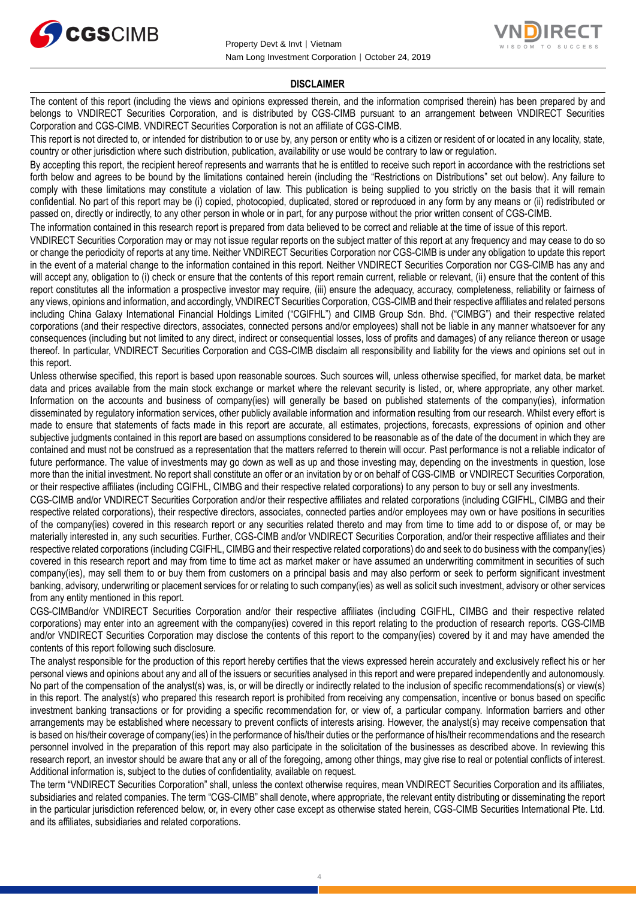## DISCLAIMER

The content of this report (including the views and opinions expressed therein, and the information comprised therein) has been prepared by and belongs to VNDIRECT Securities Corporation, and is distributed by CGS-CIMB pursuant to an arrangement between VNDIRECT Securities Corporation and CGS-CIMB. VNDIRECT Securities Corporation is not an affiliate of CGS-CIMB.

This report is not directed to, or intended for distribution to or use by, any person or entity who is a citizen or resident of or located in any locality, state, country or other jurisdiction where such distribution, publication, availability or use would be contrary to law or regulation.

By accepting this report, the recipient hereof represents and warrants that he is entitled to receive such report in accordance with the restrictions set forth below and agrees to be bound by the limitations contained herein (including the "Restrictions on Distributions" set out below). Any failure to comply with these limitations may constitute a violation of law. This publication is being supplied to you strictly on the basis that it will remain confidential. No part of this report may be (i) copied, photocopied, duplicated, stored or reproduced in any form by any means or (ii) redistributed or passed on, directly or indirectly, to any other person in whole or in part, for any purpose without the prior written consent of CGS-CIMB.

The information contained in this research report is prepared from data believed to be correct and reliable at the time of issue of this report.

VNDIRECT Securities Corporation may or may not issue regular reports on the subject matter of this report at any frequency and may cease to do so or change the periodicity of reports at any time. Neither VNDIRECT Securities Corporation nor CGS-CIMB is under any obligation to update this report in the event of a material change to the information contained in this report. Neither VNDIRECT Securities Corporation nor CGS-CIMB has any and will accept any, obligation to (i) check or ensure that the contents of this report remain current, reliable or relevant, (ii) ensure that the content of this report constitutes all the information a prospective investor may require, (iii) ensure the adequacy, accuracy, completeness, reliability or fairness of any views, opinions and information, and accordingly, VNDIRECT Securities Corporation, CGS-CIMB and their respective affiliates and related persons including China Galaxy International Financial Holdings Limited ("CGIFHL") and CIMB Group Sdn. Bhd. ("CIMBG") and their respective related corporations (and their respective directors, associates, connected persons and/or employees) shall not be liable in any manner whatsoever for any consequences (including but not limited to any direct, indirect or consequential losses, loss of profits and damages) of any reliance thereon or usage thereof. In particular, VNDIRECT Securities Corporation and CGS-CIMB disclaim all responsibility and liability for the views and opinions set out in this report.

Unless otherwise specified, this report is based upon reasonable sources. Such sources will, unless otherwise specified, for market data, be market data and prices available from the main stock exchange or market where the relevant security is listed, or, where appropriate, any other market. Information on the accounts and business of company(ies) will generally be based on published statements of the company(ies), information disseminated by regulatory information services, other publicly available information and information resulting from our research. Whilst every effort is made to ensure that statements of facts made in this report are accurate, all estimates, projections, forecasts, expressions of opinion and other subjective judgments contained in this report are based on assumptions considered to be reasonable as of the date of the document in which they are contained and must not be construed as a representation that the matters referred to therein will occur. Past performance is not a reliable indicator of future performance. The value of investments may go down as well as up and those investing may, depending on the investments in question, lose more than the initial investment. No report shall constitute an offer or an invitation by or on behalf of CGS-CIMB or VNDIRECT Securities Corporation, or their respective affiliates (including CGIFHL, CIMBG and their respective related corporations) to any person to buy or sell any investments.

CGS-CIMB and/or VNDIRECT Securities Corporation and/or their respective affiliates and related corporations (including CGIFHL, CIMBG and their respective related corporations), their respective directors, associates, connected parties and/or employees may own or have positions in securities of the company(ies) covered in this research report or any securities related thereto and may from time to time add to or dispose of, or may be materially interested in, any such securities. Further, CGS-CIMB and/or VNDIRECT Securities Corporation, and/or their respective affiliates and their respective related corporations (including CGIFHL, CIMBG and their respective related corporations) do and seek to do business with the company(ies) covered in this research report and may from time to time act as market maker or have assumed an underwriting commitment in securities of such company(ies), may sell them to or buy them from customers on a principal basis and may also perform or seek to perform significant investment banking, advisory, underwriting or placement services for or relating to such company(ies) as well as solicit such investment, advisory or other services from any entity mentioned in this report.

CGS-CIMBand/or VNDIRECT Securities Corporation and/or their respective affiliates (including CGIFHL, CIMBG and their respective related corporations) may enter into an agreement with the company(ies) covered in this report relating to the production of research reports. CGS-CIMB and/or VNDIRECT Securities Corporation may disclose the contents of this report to the company(ies) covered by it and may have amended the contents of this report following such disclosure.

The analyst responsible for the production of this report hereby certifies that the views expressed herein accurately and exclusively reflect his or her personal views and opinions about any and all of the issuers or securities analysed in this report and were prepared independently and autonomously. No part of the compensation of the analyst(s) was, is, or will be directly or indirectly related to the inclusion of specific recommendations(s) or view(s) in this report. The analyst(s) who prepared this research report is prohibited from receiving any compensation, incentive or bonus based on specific investment banking transactions or for providing a specific recommendation for, or view of, a particular company. Information barriers and other arrangements may be established where necessary to prevent conflicts of interests arising. However, the analyst(s) may receive compensation that is based on his/their coverage of company(ies) in the performance of his/their duties or the performance of his/their recommendations and the research personnel involved in the preparation of this report may also participate in the solicitation of the businesses as described above. In reviewing this research report, an investor should be aware that any or all of the foregoing, among other things, may give rise to real or potential conflicts of interest. Additional information is, subject to the duties of confidentiality, available on request.

The term "VNDIRECT Securities Corporation" shall, unless the context otherwise requires, mean VNDIRECT Securities Corporation and its affiliates, subsidiaries and related companies. The term "CGS-CIMB" shall denote, where appropriate, the relevant entity distributing or disseminating the report in the particular jurisdiction referenced below, or, in every other case except as otherwise stated herein, CGS-CIMB Securities International Pte. Ltd. and its affiliates, subsidiaries and related corporations.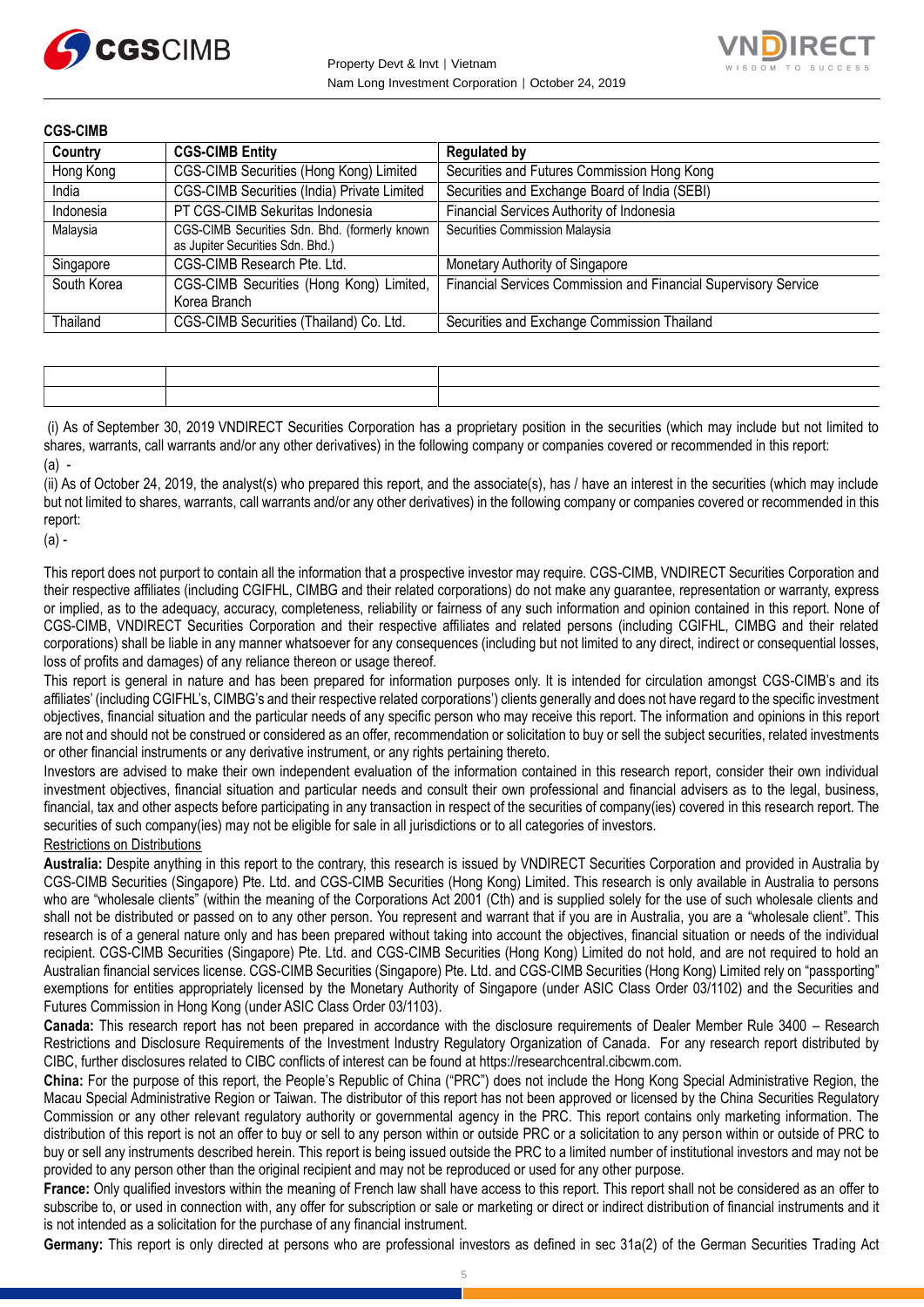**CGS-CIMB**

| Country | CGS-CIMB Entity | Regulated by |
|---|---|---|
| Hong Kong | CGS-CIMB Securities (Hong Kong) Limited | Securities and Futures Commission Hong Kong |
| India | CGS-CIMB Securities (India) Private Limited | Securities and Exchange Board of India (SEBI) |
| Indonesia | PT CGS-CIMB Sekuritas Indonesia | Financial Services Authority of Indonesia |
| Malaysia | CGS-CIMB Securities Sdn. Bhd. (formerly known as Jupiter Securities Sdn. Bhd.) | Securities Commission Malaysia |
| Singapore | CGS-CIMB Research Pte. Ltd. | Monetary Authority of Singapore |
| South Korea | CGS-CIMB Securities (Hong Kong) Limited, Korea Branch | Financial Services Commission and Financial Supervisory Service |
| Thailand | CGS-CIMB Securities (Thailand) Co. Ltd. | Securities and Exchange Commission Thailand |

|  |  |  |
|---|---|---|
|  |  |  |

(i) As of September 30, 2019 VNDIRECT Securities Corporation has a proprietary position in the securities (which may include but not limited to shares, warrants, call warrants and/or any other derivatives) in the following company or companies covered or recommended in this report:

(a) -

(ii) As of October 24, 2019, the analyst(s) who prepared this report, and the associate(s), has / have an interest in the securities (which may include but not limited to shares, warrants, call warrants and/or any other derivatives) in the following company or companies covered or recommended in this report:

(a) -

This report does not purport to contain all the information that a prospective investor may require. CGS-CIMB, VNDIRECT Securities Corporation and their respective affiliates (including CGIFHL, CIMBG and their related corporations) do not make any guarantee, representation or warranty, express or implied, as to the adequacy, accuracy, completeness, reliability or fairness of any such information and opinion contained in this report. None of CGS-CIMB, VNDIRECT Securities Corporation and their respective affiliates and related persons (including CGIFHL, CIMBG and their related corporations) shall be liable in any manner whatsoever for any consequences (including but not limited to any direct, indirect or consequential losses, loss of profits and damages) of any reliance thereon or usage thereof.

This report is general in nature and has been prepared for information purposes only. It is intended for circulation amongst CGS-CIMB's and its affiliates' (including CGIFHL's, CIMBG's and their respective related corporations') clients generally and does not have regard to the specific investment objectives, financial situation and the particular needs of any specific person who may receive this report. The information and opinions in this report are not and should not be construed or considered as an offer, recommendation or solicitation to buy or sell the subject securities, related investments or other financial instruments or any derivative instrument, or any rights pertaining thereto.

Investors are advised to make their own independent evaluation of the information contained in this research report, consider their own individual investment objectives, financial situation and particular needs and consult their own professional and financial advisers as to the legal, business, financial, tax and other aspects before participating in any transaction in respect of the securities of company(ies) covered in this research report. The securities of such company(ies) may not be eligible for sale in all jurisdictions or to all categories of investors.

Restrictions on Distributions

**Australia:** Despite anything in this report to the contrary, this research is issued by VNDIRECT Securities Corporation and provided in Australia by CGS-CIMB Securities (Singapore) Pte. Ltd. and CGS-CIMB Securities (Hong Kong) Limited. This research is only available in Australia to persons who are "wholesale clients" (within the meaning of the Corporations Act 2001 (Cth) and is supplied solely for the use of such wholesale clients and shall not be distributed or passed on to any other person. You represent and warrant that if you are in Australia, you are a "wholesale client". This research is of a general nature only and has been prepared without taking into account the objectives, financial situation or needs of the individual recipient. CGS-CIMB Securities (Singapore) Pte. Ltd. and CGS-CIMB Securities (Hong Kong) Limited do not hold, and are not required to hold an Australian financial services license. CGS-CIMB Securities (Singapore) Pte. Ltd. and CGS-CIMB Securities (Hong Kong) Limited rely on "passporting" exemptions for entities appropriately licensed by the Monetary Authority of Singapore (under ASIC Class Order 03/1102) and the Securities and Futures Commission in Hong Kong (under ASIC Class Order 03/1103).

**Canada:** This research report has not been prepared in accordance with the disclosure requirements of Dealer Member Rule 3400 – Research Restrictions and Disclosure Requirements of the Investment Industry Regulatory Organization of Canada. For any research report distributed by CIBC, further disclosures related to CIBC conflicts of interest can be found at https://researchcentral.cibcwm.com.

**China:** For the purpose of this report, the People's Republic of China ("PRC") does not include the Hong Kong Special Administrative Region, the Macau Special Administrative Region or Taiwan. The distributor of this report has not been approved or licensed by the China Securities Regulatory Commission or any other relevant regulatory authority or governmental agency in the PRC. This report contains only marketing information. The distribution of this report is not an offer to buy or sell to any person within or outside PRC or a solicitation to any person within or outside of PRC to buy or sell any instruments described herein. This report is being issued outside the PRC to a limited number of institutional investors and may not be provided to any person other than the original recipient and may not be reproduced or used for any other purpose.

**France:** Only qualified investors within the meaning of French law shall have access to this report. This report shall not be considered as an offer to subscribe to, or used in connection with, any offer for subscription or sale or marketing or direct or indirect distribution of financial instruments and it is not intended as a solicitation for the purchase of any financial instrument.

**Germany:** This report is only directed at persons who are professional investors as defined in sec 31a(2) of the German Securities Trading Act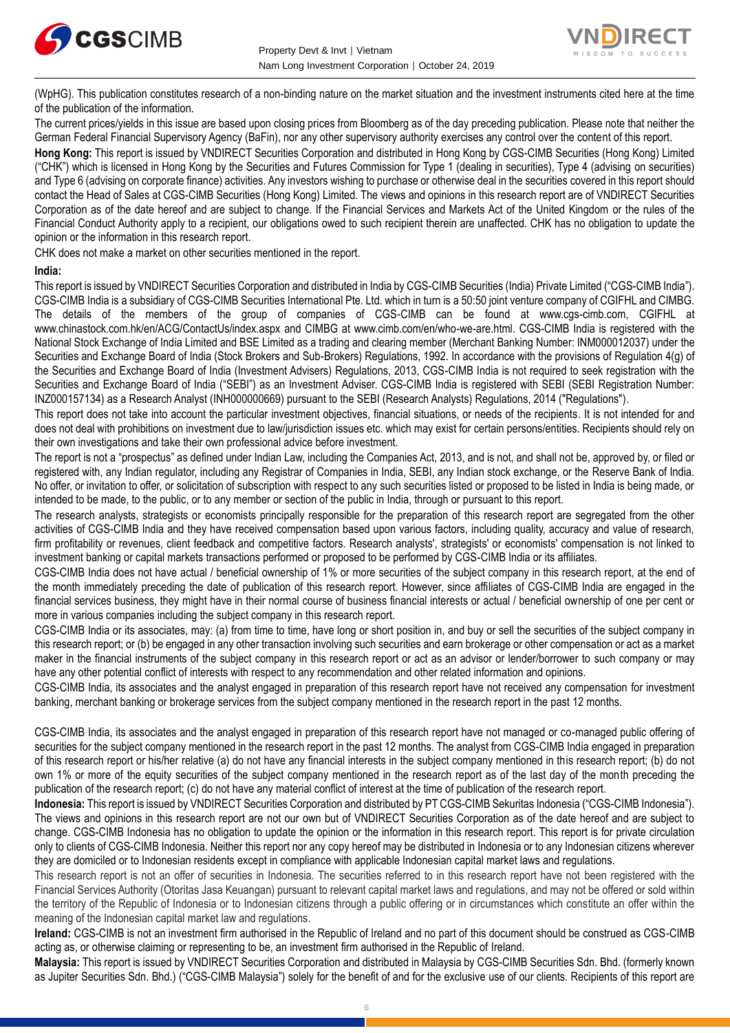(WpHG). This publication constitutes research of a non-binding nature on the market situation and the investment instruments cited here at the time of the publication of the information.

The current prices/yields in this issue are based upon closing prices from Bloomberg as of the day preceding publication. Please note that neither the German Federal Financial Supervisory Agency (BaFin), nor any other supervisory authority exercises any control over the content of this report.

**Hong Kong:** This report is issued by VNDIRECT Securities Corporation and distributed in Hong Kong by CGS-CIMB Securities (Hong Kong) Limited ("CHK") which is licensed in Hong Kong by the Securities and Futures Commission for Type 1 (dealing in securities), Type 4 (advising on securities) and Type 6 (advising on corporate finance) activities. Any investors wishing to purchase or otherwise deal in the securities covered in this report should contact the Head of Sales at CGS-CIMB Securities (Hong Kong) Limited. The views and opinions in this research report are of VNDIRECT Securities Corporation as of the date hereof and are subject to change. If the Financial Services and Markets Act of the United Kingdom or the rules of the Financial Conduct Authority apply to a recipient, our obligations owed to such recipient therein are unaffected. CHK has no obligation to update the opinion or the information in this research report.

CHK does not make a market on other securities mentioned in the report.

**India:**

This report is issued by VNDIRECT Securities Corporation and distributed in India by CGS-CIMB Securities (India) Private Limited ("CGS-CIMB India"). CGS-CIMB India is a subsidiary of CGS-CIMB Securities International Pte. Ltd. which in turn is a 50:50 joint venture company of CGIFHL and CIMBG. The details of the members of the group of companies of CGS-CIMB can be found at www.cgs-cimb.com, CGIFHL at www.chinastock.com.hk/en/ACG/ContactUs/index.aspx and CIMBG at www.cimb.com/en/who-we-are.html. CGS-CIMB India is registered with the National Stock Exchange of India Limited and BSE Limited as a trading and clearing member (Merchant Banking Number: INM000012037) under the Securities and Exchange Board of India (Stock Brokers and Sub-Brokers) Regulations, 1992. In accordance with the provisions of Regulation 4(g) of the Securities and Exchange Board of India (Investment Advisers) Regulations, 2013, CGS-CIMB India is not required to seek registration with the Securities and Exchange Board of India ("SEBI") as an Investment Adviser. CGS-CIMB India is registered with SEBI (SEBI Registration Number: INZ000157134) as a Research Analyst (INH000000669) pursuant to the SEBI (Research Analysts) Regulations, 2014 ("Regulations").

This report does not take into account the particular investment objectives, financial situations, or needs of the recipients. It is not intended for and does not deal with prohibitions on investment due to law/jurisdiction issues etc. which may exist for certain persons/entities. Recipients should rely on their own investigations and take their own professional advice before investment.

The report is not a "prospectus" as defined under Indian Law, including the Companies Act, 2013, and is not, and shall not be, approved by, or filed or registered with, any Indian regulator, including any Registrar of Companies in India, SEBI, any Indian stock exchange, or the Reserve Bank of India. No offer, or invitation to offer, or solicitation of subscription with respect to any such securities listed or proposed to be listed in India is being made, or intended to be made, to the public, or to any member or section of the public in India, through or pursuant to this report.

The research analysts, strategists or economists principally responsible for the preparation of this research report are segregated from the other activities of CGS-CIMB India and they have received compensation based upon various factors, including quality, accuracy and value of research, firm profitability or revenues, client feedback and competitive factors. Research analysts', strategists' or economists' compensation is not linked to investment banking or capital markets transactions performed or proposed to be performed by CGS-CIMB India or its affiliates.

CGS-CIMB India does not have actual / beneficial ownership of 1% or more securities of the subject company in this research report, at the end of the month immediately preceding the date of publication of this research report. However, since affiliates of CGS-CIMB India are engaged in the financial services business, they might have in their normal course of business financial interests or actual / beneficial ownership of one per cent or more in various companies including the subject company in this research report.

CGS-CIMB India or its associates, may: (a) from time to time, have long or short position in, and buy or sell the securities of the subject company in this research report; or (b) be engaged in any other transaction involving such securities and earn brokerage or other compensation or act as a market maker in the financial instruments of the subject company in this research report or act as an advisor or lender/borrower to such company or may have any other potential conflict of interests with respect to any recommendation and other related information and opinions.

CGS-CIMB India, its associates and the analyst engaged in preparation of this research report have not received any compensation for investment banking, merchant banking or brokerage services from the subject company mentioned in the research report in the past 12 months.

CGS-CIMB India, its associates and the analyst engaged in preparation of this research report have not managed or co-managed public offering of securities for the subject company mentioned in the research report in the past 12 months. The analyst from CGS-CIMB India engaged in preparation of this research report or his/her relative (a) do not have any financial interests in the subject company mentioned in this research report; (b) do not own 1% or more of the equity securities of the subject company mentioned in the research report as of the last day of the month preceding the publication of the research report; (c) do not have any material conflict of interest at the time of publication of the research report.

**Indonesia:** This report is issued by VNDIRECT Securities Corporation and distributed by PT CGS-CIMB Sekuritas Indonesia ("CGS-CIMB Indonesia"). The views and opinions in this research report are not our own but of VNDIRECT Securities Corporation as of the date hereof and are subject to change. CGS-CIMB Indonesia has no obligation to update the opinion or the information in this research report. This report is for private circulation only to clients of CGS-CIMB Indonesia. Neither this report nor any copy hereof may be distributed in Indonesia or to any Indonesian citizens wherever they are domiciled or to Indonesian residents except in compliance with applicable Indonesian capital market laws and regulations.

This research report is not an offer of securities in Indonesia. The securities referred to in this research report have not been registered with the Financial Services Authority (Otoritas Jasa Keuangan) pursuant to relevant capital market laws and regulations, and may not be offered or sold within the territory of the Republic of Indonesia or to Indonesian citizens through a public offering or in circumstances which constitute an offer within the meaning of the Indonesian capital market law and regulations.

**Ireland:** CGS-CIMB is not an investment firm authorised in the Republic of Ireland and no part of this document should be construed as CGS-CIMB acting as, or otherwise claiming or representing to be, an investment firm authorised in the Republic of Ireland.

**Malaysia:** This report is issued by VNDIRECT Securities Corporation and distributed in Malaysia by CGS-CIMB Securities Sdn. Bhd. (formerly known as Jupiter Securities Sdn. Bhd.) ("CGS-CIMB Malaysia") solely for the benefit of and for the exclusive use of our clients. Recipients of this report are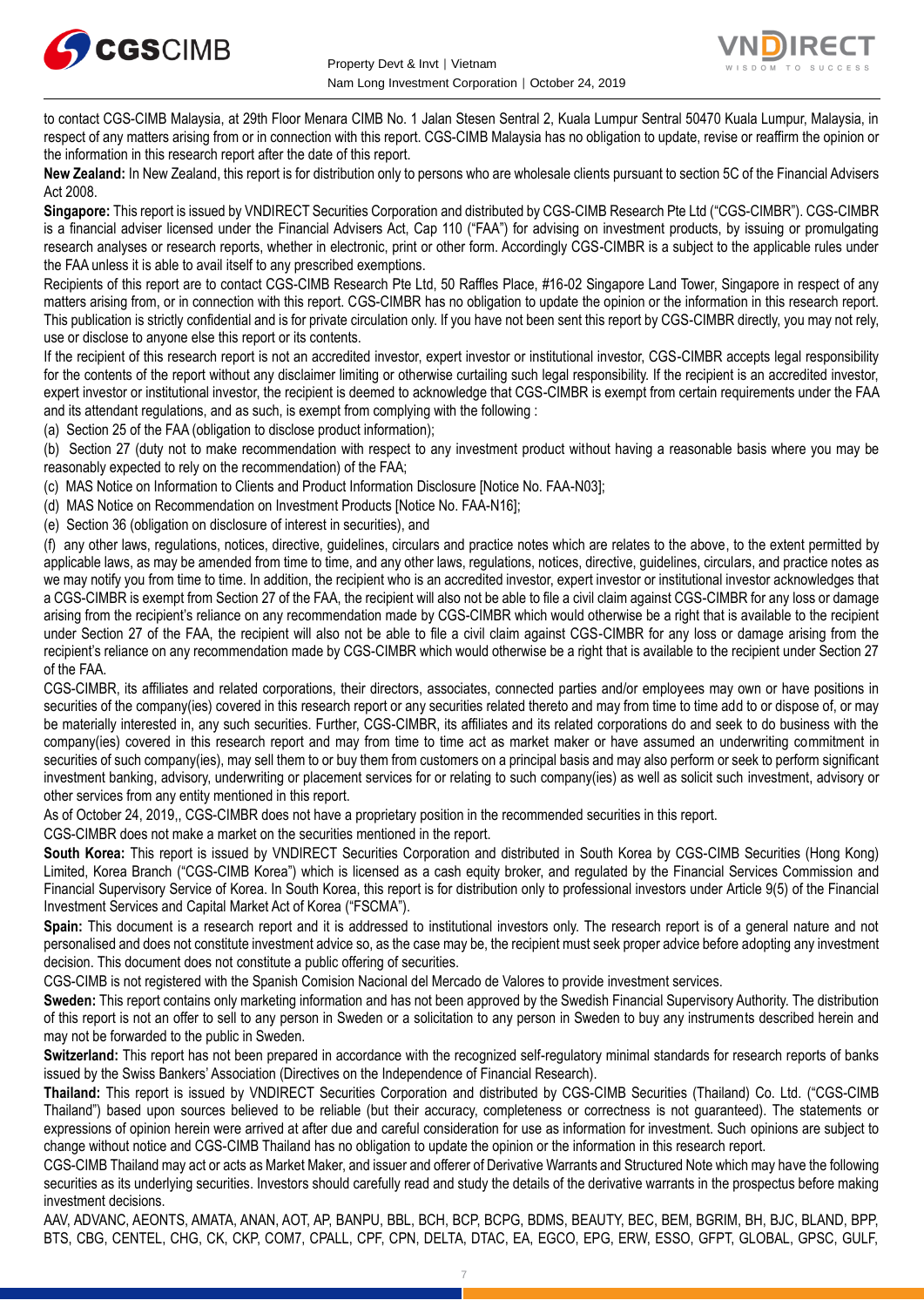to contact CGS-CIMB Malaysia, at 29th Floor Menara CIMB No. 1 Jalan Stesen Sentral 2, Kuala Lumpur Sentral 50470 Kuala Lumpur, Malaysia, in respect of any matters arising from or in connection with this report. CGS-CIMB Malaysia has no obligation to update, revise or reaffirm the opinion or the information in this research report after the date of this report.

**New Zealand:** In New Zealand, this report is for distribution only to persons who are wholesale clients pursuant to section 5C of the Financial Advisers Act 2008.

**Singapore:** This report is issued by VNDIRECT Securities Corporation and distributed by CGS-CIMB Research Pte Ltd ("CGS-CIMBR"). CGS-CIMBR is a financial adviser licensed under the Financial Advisers Act, Cap 110 ("FAA") for advising on investment products, by issuing or promulgating research analyses or research reports, whether in electronic, print or other form. Accordingly CGS-CIMBR is a subject to the applicable rules under the FAA unless it is able to avail itself to any prescribed exemptions.

Recipients of this report are to contact CGS-CIMB Research Pte Ltd, 50 Raffles Place, #16-02 Singapore Land Tower, Singapore in respect of any matters arising from, or in connection with this report. CGS-CIMBR has no obligation to update the opinion or the information in this research report. This publication is strictly confidential and is for private circulation only. If you have not been sent this report by CGS-CIMBR directly, you may not rely, use or disclose to anyone else this report or its contents.

If the recipient of this research report is not an accredited investor, expert investor or institutional investor, CGS-CIMBR accepts legal responsibility for the contents of the report without any disclaimer limiting or otherwise curtailing such legal responsibility. If the recipient is an accredited investor, expert investor or institutional investor, the recipient is deemed to acknowledge that CGS-CIMBR is exempt from certain requirements under the FAA and its attendant regulations, and as such, is exempt from complying with the following :

(a) Section 25 of the FAA (obligation to disclose product information);

(b) Section 27 (duty not to make recommendation with respect to any investment product without having a reasonable basis where you may be reasonably expected to rely on the recommendation) of the FAA;

(c) MAS Notice on Information to Clients and Product Information Disclosure [Notice No. FAA-N03];

(d) MAS Notice on Recommendation on Investment Products [Notice No. FAA-N16];

(e) Section 36 (obligation on disclosure of interest in securities), and

(f) any other laws, regulations, notices, directive, guidelines, circulars and practice notes which are relates to the above, to the extent permitted by applicable laws, as may be amended from time to time, and any other laws, regulations, notices, directive, guidelines, circulars, and practice notes as we may notify you from time to time. In addition, the recipient who is an accredited investor, expert investor or institutional investor acknowledges that a CGS-CIMBR is exempt from Section 27 of the FAA, the recipient will also not be able to file a civil claim against CGS-CIMBR for any loss or damage arising from the recipient's reliance on any recommendation made by CGS-CIMBR which would otherwise be a right that is available to the recipient under Section 27 of the FAA, the recipient will also not be able to file a civil claim against CGS-CIMBR for any loss or damage arising from the recipient's reliance on any recommendation made by CGS-CIMBR which would otherwise be a right that is available to the recipient under Section 27 of the FAA.

CGS-CIMBR, its affiliates and related corporations, their directors, associates, connected parties and/or employees may own or have positions in securities of the company(ies) covered in this research report or any securities related thereto and may from time to time add to or dispose of, or may be materially interested in, any such securities. Further, CGS-CIMBR, its affiliates and its related corporations do and seek to do business with the company(ies) covered in this research report and may from time to time act as market maker or have assumed an underwriting commitment in securities of such company(ies), may sell them to or buy them from customers on a principal basis and may also perform or seek to perform significant investment banking, advisory, underwriting or placement services for or relating to such company(ies) as well as solicit such investment, advisory or other services from any entity mentioned in this report.

As of October 24, 2019,, CGS-CIMBR does not have a proprietary position in the recommended securities in this report.

CGS-CIMBR does not make a market on the securities mentioned in the report.

**South Korea:** This report is issued by VNDIRECT Securities Corporation and distributed in South Korea by CGS-CIMB Securities (Hong Kong) Limited, Korea Branch ("CGS-CIMB Korea") which is licensed as a cash equity broker, and regulated by the Financial Services Commission and Financial Supervisory Service of Korea. In South Korea, this report is for distribution only to professional investors under Article 9(5) of the Financial Investment Services and Capital Market Act of Korea ("FSCMA").

**Spain:** This document is a research report and it is addressed to institutional investors only. The research report is of a general nature and not personalised and does not constitute investment advice so, as the case may be, the recipient must seek proper advice before adopting any investment decision. This document does not constitute a public offering of securities.

CGS-CIMB is not registered with the Spanish Comision Nacional del Mercado de Valores to provide investment services.

**Sweden:** This report contains only marketing information and has not been approved by the Swedish Financial Supervisory Authority. The distribution of this report is not an offer to sell to any person in Sweden or a solicitation to any person in Sweden to buy any instruments described herein and may not be forwarded to the public in Sweden.

**Switzerland:** This report has not been prepared in accordance with the recognized self-regulatory minimal standards for research reports of banks issued by the Swiss Bankers' Association (Directives on the Independence of Financial Research).

**Thailand:** This report is issued by VNDIRECT Securities Corporation and distributed by CGS-CIMB Securities (Thailand) Co. Ltd. ("CGS-CIMB Thailand") based upon sources believed to be reliable (but their accuracy, completeness or correctness is not guaranteed). The statements or expressions of opinion herein were arrived at after due and careful consideration for use as information for investment. Such opinions are subject to change without notice and CGS-CIMB Thailand has no obligation to update the opinion or the information in this research report.

CGS-CIMB Thailand may act or acts as Market Maker, and issuer and offerer of Derivative Warrants and Structured Note which may have the following securities as its underlying securities. Investors should carefully read and study the details of the derivative warrants in the prospectus before making investment decisions.

AAV, ADVANC, AEONTS, AMATA, ANAN, AOT, AP, BANPU, BBL, BCH, BCP, BCPG, BDMS, BEAUTY, BEC, BEM, BGRIM, BH, BJC, BLAND, BPP, BTS, CBG, CENTEL, CHG, CK, CKP, COM7, CPALL, CPF, CPN, DELTA, DTAC, EA, EGCO, EPG, ERW, ESSO, GFPT, GLOBAL, GPSC, GULF,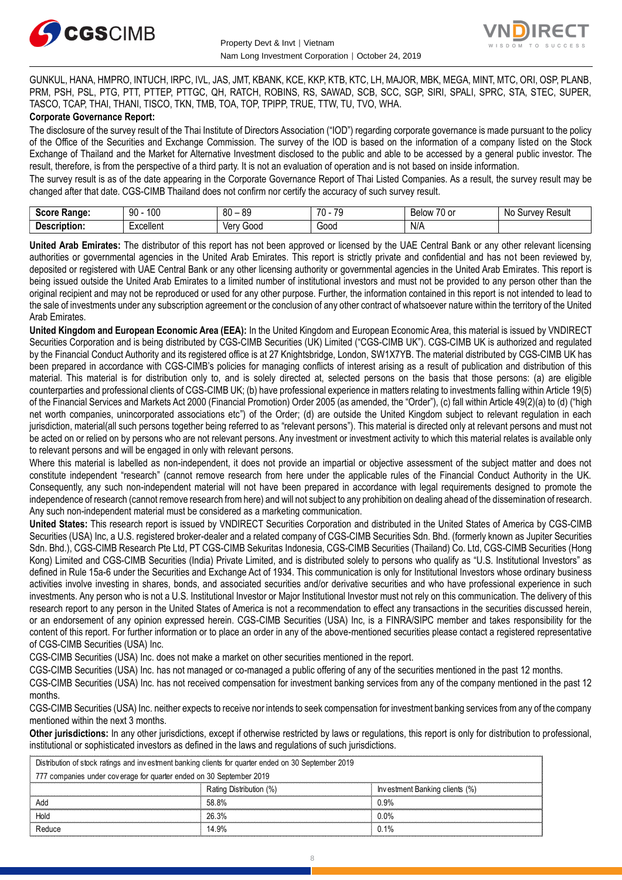GUNKUL, HANA, HMPRO, INTUCH, IRPC, IVL, JAS, JMT, KBANK, KCE, KKP, KTB, KTC, LH, MAJOR, MBK, MEGA, MINT, MTC, ORI, OSP, PLANB, PRM, PSH, PSL, PTG, PTT, PTTEP, PTTGC, QH, RATCH, ROBINS, RS, SAWAD, SCB, SCC, SGP, SIRI, SPALI, SPRC, STA, STEC, SUPER, TASCO, TCAP, THAI, THANI, TISCO, TKN, TMB, TOA, TOP, TPIPP, TRUE, TTW, TU, TVO, WHA.

**Corporate Governance Report:**

The disclosure of the survey result of the Thai Institute of Directors Association ("IOD") regarding corporate governance is made pursuant to the policy of the Office of the Securities and Exchange Commission. The survey of the IOD is based on the information of a company listed on the Stock Exchange of Thailand and the Market for Alternative Investment disclosed to the public and able to be accessed by a general public investor. The result, therefore, is from the perspective of a third party. It is not an evaluation of operation and is not based on inside information.

The survey result is as of the date appearing in the Corporate Governance Report of Thai Listed Companies. As a result, the survey result may be changed after that date. CGS-CIMB Thailand does not confirm nor certify the accuracy of such survey result.

| **Score Range:** | 90 - 100 | 80 – 89 | 70 - 79 | Below 70 or | No Survey Result |
|---|---|---|---|---|---|
| **Description:** | Excellent | Very Good | Good | N/A | |

**United Arab Emirates:** The distributor of this report has not been approved or licensed by the UAE Central Bank or any other relevant licensing authorities or governmental agencies in the United Arab Emirates. This report is strictly private and confidential and has not been reviewed by, deposited or registered with UAE Central Bank or any other licensing authority or governmental agencies in the United Arab Emirates. This report is being issued outside the United Arab Emirates to a limited number of institutional investors and must not be provided to any person other than the original recipient and may not be reproduced or used for any other purpose. Further, the information contained in this report is not intended to lead to the sale of investments under any subscription agreement or the conclusion of any other contract of whatsoever nature within the territory of the United Arab Emirates.

**United Kingdom and European Economic Area (EEA):** In the United Kingdom and European Economic Area, this material is issued by VNDIRECT Securities Corporation and is being distributed by CGS-CIMB Securities (UK) Limited ("CGS-CIMB UK"). CGS-CIMB UK is authorized and regulated by the Financial Conduct Authority and its registered office is at 27 Knightsbridge, London, SW1X7YB. The material distributed by CGS-CIMB UK has been prepared in accordance with CGS-CIMB's policies for managing conflicts of interest arising as a result of publication and distribution of this material. This material is for distribution only to, and is solely directed at, selected persons on the basis that those persons: (a) are eligible counterparties and professional clients of CGS-CIMB UK; (b) have professional experience in matters relating to investments falling within Article 19(5) of the Financial Services and Markets Act 2000 (Financial Promotion) Order 2005 (as amended, the "Order"), (c) fall within Article 49(2)(a) to (d) ("high net worth companies, unincorporated associations etc") of the Order; (d) are outside the United Kingdom subject to relevant regulation in each jurisdiction, material(all such persons together being referred to as "relevant persons"). This material is directed only at relevant persons and must not be acted on or relied on by persons who are not relevant persons. Any investment or investment activity to which this material relates is available only to relevant persons and will be engaged in only with relevant persons.

Where this material is labelled as non-independent, it does not provide an impartial or objective assessment of the subject matter and does not constitute independent "research" (cannot remove research from here under the applicable rules of the Financial Conduct Authority in the UK. Consequently, any such non-independent material will not have been prepared in accordance with legal requirements designed to promote the independence of research (cannot remove research from here) and will not subject to any prohibition on dealing ahead of the dissemination of research. Any such non-independent material must be considered as a marketing communication.

**United States:** This research report is issued by VNDIRECT Securities Corporation and distributed in the United States of America by CGS-CIMB Securities (USA) Inc, a U.S. registered broker-dealer and a related company of CGS-CIMB Securities Sdn. Bhd. (formerly known as Jupiter Securities Sdn. Bhd.), CGS-CIMB Research Pte Ltd, PT CGS-CIMB Sekuritas Indonesia, CGS-CIMB Securities (Thailand) Co. Ltd, CGS-CIMB Securities (Hong Kong) Limited and CGS-CIMB Securities (India) Private Limited, and is distributed solely to persons who qualify as "U.S. Institutional Investors" as defined in Rule 15a-6 under the Securities and Exchange Act of 1934. This communication is only for Institutional Investors whose ordinary business activities involve investing in shares, bonds, and associated securities and/or derivative securities and who have professional experience in such investments. Any person who is not a U.S. Institutional Investor or Major Institutional Investor must not rely on this communication. The delivery of this research report to any person in the United States of America is not a recommendation to effect any transactions in the securities discussed herein, or an endorsement of any opinion expressed herein. CGS-CIMB Securities (USA) Inc, is a FINRA/SIPC member and takes responsibility for the content of this report. For further information or to place an order in any of the above-mentioned securities please contact a registered representative of CGS-CIMB Securities (USA) Inc.

CGS-CIMB Securities (USA) Inc. does not make a market on other securities mentioned in the report.

CGS-CIMB Securities (USA) Inc. has not managed or co-managed a public offering of any of the securities mentioned in the past 12 months.

CGS-CIMB Securities (USA) Inc. has not received compensation for investment banking services from any of the company mentioned in the past 12 months.

CGS-CIMB Securities (USA) Inc. neither expects to receive nor intends to seek compensation for investment banking services from any of the company mentioned within the next 3 months.

**Other jurisdictions:** In any other jurisdictions, except if otherwise restricted by laws or regulations, this report is only for distribution to professional, institutional or sophisticated investors as defined in the laws and regulations of such jurisdictions.

| Distribution of stock ratings and investment banking clients for quarter ended on 30 September 2019 | | |
|---|---|---|
| 777 companies under coverage for quarter ended on 30 September 2019 | | |
| | Rating Distribution (%) | Investment Banking clients (%) |
| Add | 58.8% | 0.9% |
| Hold | 26.3% | 0.0% |
| Reduce | 14.9% | 0.1% |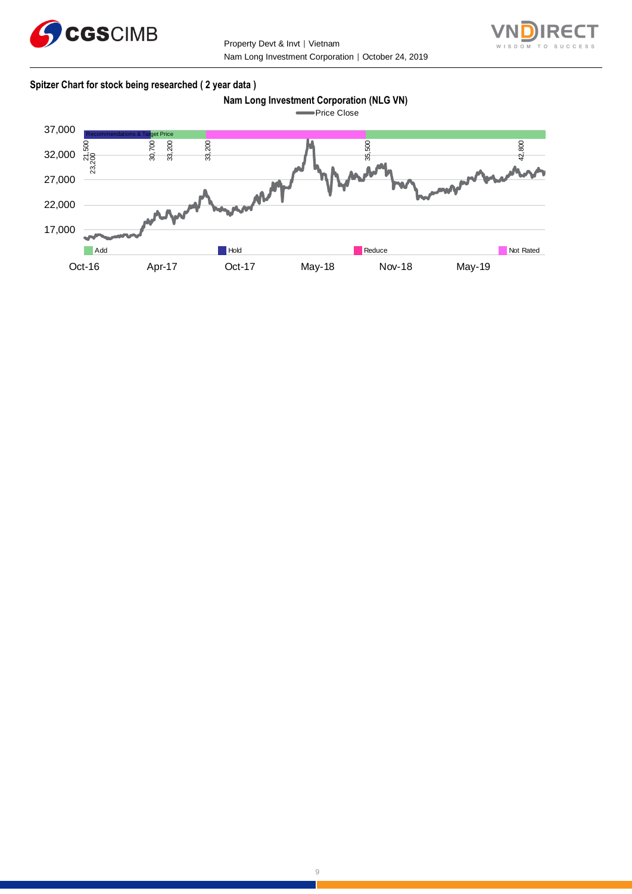**Spitzer Chart for stock being researched ( 2 year data )**

**Nam Long Investment Corporation (NLG VN)**

Price Close

37,000
32,000
27,000
22,000
17,000

Recommendations & Target Price

21,500
23,200
30,700
33,200
33,200
35,500
42,800

Add | Hold | Reduce | Not Rated

Oct-16 | Apr-17 | Oct-17 | May-18 | Nov-18 | May-19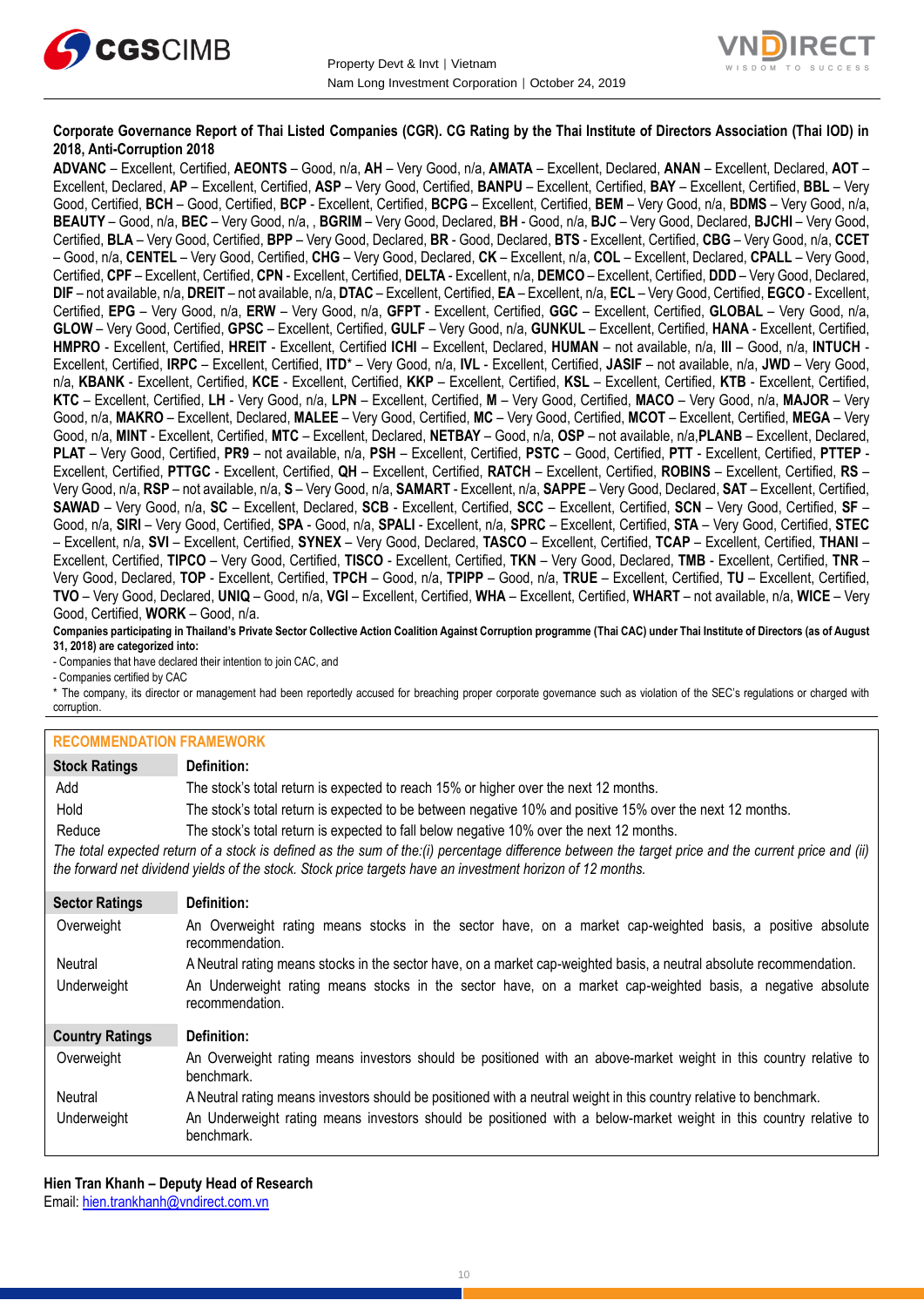**Corporate Governance Report of Thai Listed Companies (CGR). CG Rating by the Thai Institute of Directors Association (Thai IOD) in 2018, Anti-Corruption 2018**

**ADVANC** – Excellent, Certified, **AEONTS** – Good, n/a, **AH** – Very Good, n/a, **AMATA** – Excellent, Declared, **ANAN** – Excellent, Declared, **AOT** – Excellent, Declared, **AP** – Excellent, Certified, **ASP** – Very Good, Certified, **BANPU** – Excellent, Certified, **BAY** – Excellent, Certified, **BBL** – Very Good, Certified, **BCH** – Good, Certified, **BCP** - Excellent, Certified, **BCPG** – Excellent, Certified, **BEM** – Very Good, n/a, **BDMS** – Very Good, n/a, **BEAUTY** – Good, n/a, **BEC** – Very Good, n/a, , **BGRIM** – Very Good, Declared, **BH** - Good, n/a, **BJC** – Very Good, Declared, **BJCHI** – Very Good, Certified, **BLA** – Very Good, Certified, **BPP** – Very Good, Declared, **BR** - Good, Declared, **BTS** - Excellent, Certified, **CBG** – Very Good, n/a, **CCET** – Good, n/a, **CENTEL** – Very Good, Certified, **CHG** – Very Good, Declared, **CK** – Excellent, n/a, **COL** – Excellent, Declared, **CPALL** – Very Good, Certified, **CPF** – Excellent, Certified, **CPN** - Excellent, Certified, **DELTA** - Excellent, n/a, **DEMCO** – Excellent, Certified, **DDD** – Very Good, Declared, **DIF** – not available, n/a, **DREIT** – not available, n/a, **DTAC** – Excellent, Certified, **EA** – Excellent, n/a, **ECL** – Very Good, Certified, **EGCO** - Excellent, Certified, **EPG** – Very Good, n/a, **ERW** – Very Good, n/a, **GFPT** - Excellent, Certified, **GGC** – Excellent, Certified, **GLOBAL** – Very Good, n/a, **GLOW** – Very Good, Certified, **GPSC** – Excellent, Certified, **GULF** – Very Good, n/a, **GUNKUL** – Excellent, Certified, **HANA** - Excellent, Certified, **HMPRO** - Excellent, Certified, **HREIT** - Excellent, Certified **ICHI** – Excellent, Declared, **HUMAN** – not available, n/a, **III** – Good, n/a, **INTUCH** - Excellent, Certified, **IRPC** – Excellent, Certified, **ITD*** – Very Good, n/a, **IVL** - Excellent, Certified, **JASIF** – not available, n/a, **JWD** – Very Good, n/a, **KBANK** - Excellent, Certified, **KCE** - Excellent, Certified, **KKP** – Excellent, Certified, **KSL** – Excellent, Certified, **KTB** - Excellent, Certified, **KTC** – Excellent, Certified, **LH** - Very Good, n/a, **LPN** – Excellent, Certified, **M** – Very Good, Certified, **MACO** – Very Good, n/a, **MAJOR** – Very Good, n/a, **MAKRO** – Excellent, Declared, **MALEE** – Very Good, Certified, **MC** – Very Good, Certified, **MCOT** – Excellent, Certified, **MEGA** – Very Good, n/a, **MINT** - Excellent, Certified, **MTC** – Excellent, Declared, **NETBAY** – Good, n/a, **OSP** – not available, n/a,**PLANB** – Excellent, Declared, **PLAT** – Very Good, Certified, **PR9** – not available, n/a, **PSH** – Excellent, Certified, **PSTC** – Good, Certified, **PTT** - Excellent, Certified, **PTTEP** - Excellent, Certified, **PTTGC** - Excellent, Certified, **QH** – Excellent, Certified, **RATCH** – Excellent, Certified, **ROBINS** – Excellent, Certified, **RS** – Very Good, n/a, **RSP** – not available, n/a, **S** – Very Good, n/a, **SAMART** - Excellent, n/a, **SAPPE** – Very Good, Declared, **SAT** – Excellent, Certified, **SAWAD** – Very Good, n/a, **SC** – Excellent, Declared, **SCB** - Excellent, Certified, **SCC** – Excellent, Certified, **SCN** – Very Good, Certified, **SF** – Good, n/a, **SIRI** – Very Good, Certified, **SPA** - Good, n/a, **SPALI** - Excellent, n/a, **SPRC** – Excellent, Certified, **STA** – Very Good, Certified, **STEC** – Excellent, n/a, **SVI** – Excellent, Certified, **SYNEX** – Very Good, Declared, **TASCO** – Excellent, Certified, **TCAP** – Excellent, Certified, **THANI** – Excellent, Certified, **TIPCO** – Very Good, Certified, **TISCO** - Excellent, Certified, **TKN** – Very Good, Declared, **TMB** - Excellent, Certified, **TNR** – Very Good, Declared, **TOP** - Excellent, Certified, **TPCH** – Good, n/a, **TPIPP** – Good, n/a, **TRUE** – Excellent, Certified, **TU** – Excellent, Certified, **TVO** – Very Good, Declared, **UNIQ** – Good, n/a, **VGI** – Excellent, Certified, **WHA** – Excellent, Certified, **WHART** – not available, n/a, **WICE** – Very Good, Certified, **WORK** – Good, n/a.

**Companies participating in Thailand's Private Sector Collective Action Coalition Against Corruption programme (Thai CAC) under Thai Institute of Directors (as of August 31, 2018) are categorized into:**

- Companies that have declared their intention to join CAC, and
- Companies certified by CAC

\* The company, its director or management had been reportedly accused for breaching proper corporate governance such as violation of the SEC's regulations or charged with corruption.

**RECOMMENDATION FRAMEWORK**

| Stock Ratings | Definition: |
|---|---|
| Add | The stock's total return is expected to reach 15% or higher over the next 12 months. |
| Hold | The stock's total return is expected to be between negative 10% and positive 15% over the next 12 months. |
| Reduce | The stock's total return is expected to fall below negative 10% over the next 12 months. |

*The total expected return of a stock is defined as the sum of the:(i) percentage difference between the target price and the current price and (ii) the forward net dividend yields of the stock. Stock price targets have an investment horizon of 12 months.*

| Sector Ratings | Definition: |
|---|---|
| Overweight | An Overweight rating means stocks in the sector have, on a market cap-weighted basis, a positive absolute recommendation. |
| Neutral | A Neutral rating means stocks in the sector have, on a market cap-weighted basis, a neutral absolute recommendation. |
| Underweight | An Underweight rating means stocks in the sector have, on a market cap-weighted basis, a negative absolute recommendation. |

| Country Ratings | Definition: |
|---|---|
| Overweight | An Overweight rating means investors should be positioned with an above-market weight in this country relative to benchmark. |
| Neutral | A Neutral rating means investors should be positioned with a neutral weight in this country relative to benchmark. |
| Underweight | An Underweight rating means investors should be positioned with a below-market weight in this country relative to benchmark. |

**Hien Tran Khanh – Deputy Head of Research**
Email: hien.trankhanh@vndirect.com.vn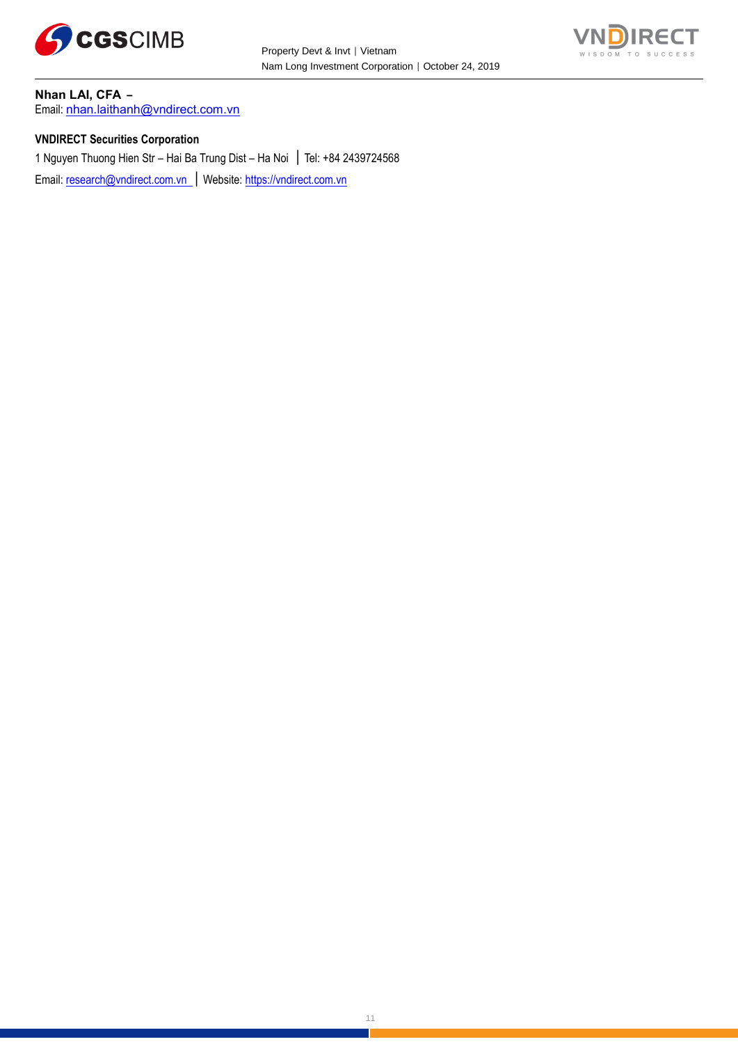**Nhan LAI, CFA –**
Email: nhan.laithanh@vndirect.com.vn

**VNDIRECT Securities Corporation**

1 Nguyen Thuong Hien Str – Hai Ba Trung Dist – Ha Noi | Tel: +84 2439724568

Email: research@vndirect.com.vn | Website: https://vndirect.com.vn